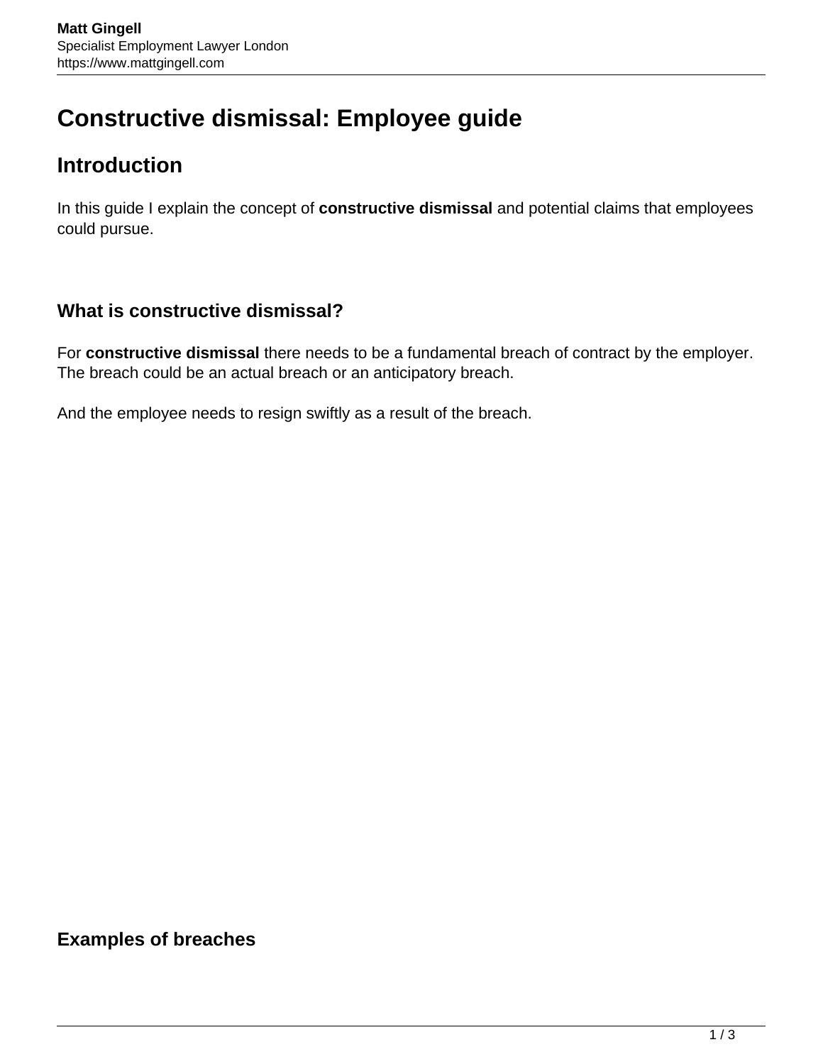# Constructive dismissal: Employee guide

## Introduction

In this guide I explain the concept of **constructive dismissal** and potential claims that employees could pursue.

### What is constructive dismissal?

For **constructive dismissal** there needs to be a fundamental breach of contract by the employer. The breach could be an actual breach or an anticipatory breach.

And the employee needs to resign swiftly as a result of the breach.

### Examples of breaches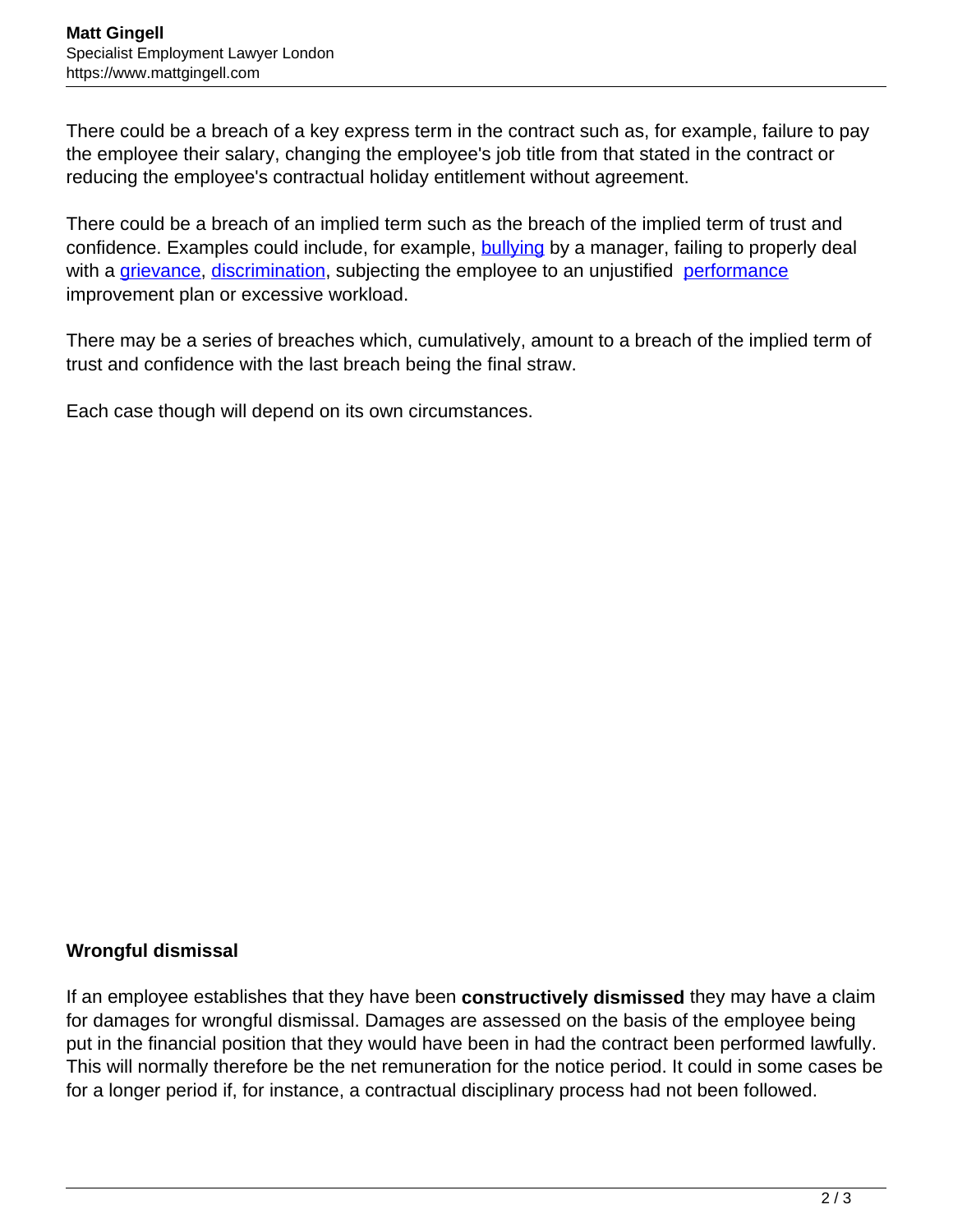There could be a breach of a key express term in the contract such as, for example, failure to pay the employee their salary, changing the employee's job title from that stated in the contract or reducing the employee's contractual holiday entitlement without agreement.

There could be a breach of an implied term such as the breach of the implied term of trust and confidence. Examples could include, for example, bullying by a manager, failing to properly deal with a grievance, discrimination, subjecting the employee to an unjustified performance improvement plan or excessive workload.

There may be a series of breaches which, cumulatively, amount to a breach of the implied term of trust and confidence with the last breach being the final straw.

Each case though will depend on its own circumstances.

**Wrongful dismissal**

If an employee establishes that they have been **constructively dismissed** they may have a claim for damages for wrongful dismissal. Damages are assessed on the basis of the employee being put in the financial position that they would have been in had the contract been performed lawfully. This will normally therefore be the net remuneration for the notice period. It could in some cases be for a longer period if, for instance, a contractual disciplinary process had not been followed.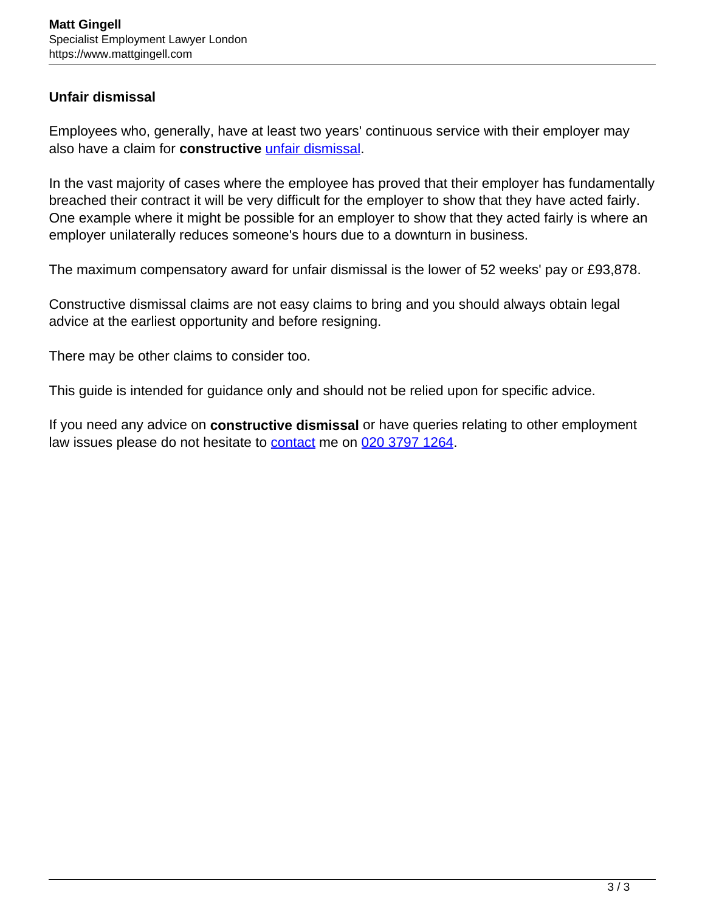### Unfair dismissal

Employees who, generally, have at least two years' continuous service with their employer may also have a claim for **constructive** unfair dismissal.

In the vast majority of cases where the employee has proved that their employer has fundamentally breached their contract it will be very difficult for the employer to show that they have acted fairly. One example where it might be possible for an employer to show that they acted fairly is where an employer unilaterally reduces someone's hours due to a downturn in business.

The maximum compensatory award for unfair dismissal is the lower of 52 weeks' pay or £93,878.

Constructive dismissal claims are not easy claims to bring and you should always obtain legal advice at the earliest opportunity and before resigning.

There may be other claims to consider too.

This guide is intended for guidance only and should not be relied upon for specific advice.

If you need any advice on **constructive dismissal** or have queries relating to other employment law issues please do not hesitate to contact me on 020 3797 1264.